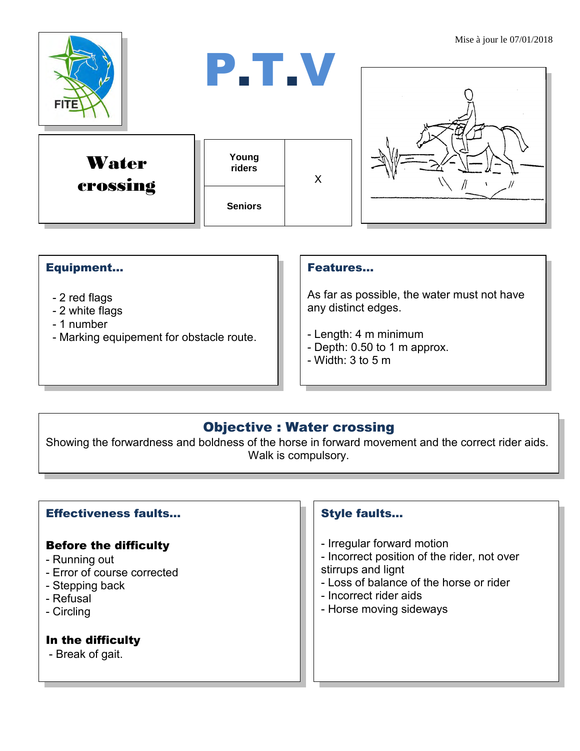Mise à jour le 07/01/2018

# P.T.V

## Water crossing

| Young riders | X |
|---|---|
| Seniors | |

### Equipment...

- 2 red flags
- 2 white flags
- 1 number
- Marking equipement for obstacle route.

### Features...

As far as possible, the water must not have any distinct edges.

- Length: 4 m minimum
- Depth: 0.50 to 1 m approx.
- Width: 3 to 5 m

### Objective : Water crossing

Showing the forwardness and boldness of the horse in forward movement and the correct rider aids.
Walk is compulsory.

### Effectiveness faults...

**Before the difficulty**

- Running out
- Error of course corrected
- Stepping back
- Refusal
- Circling

**In the difficulty**

- Break of gait.

### Style faults...

- Irregular forward motion
- Incorrect position of the rider, not over stirrups and lignt
- Loss of balance of the horse or rider
- Incorrect rider aids
- Horse moving sideways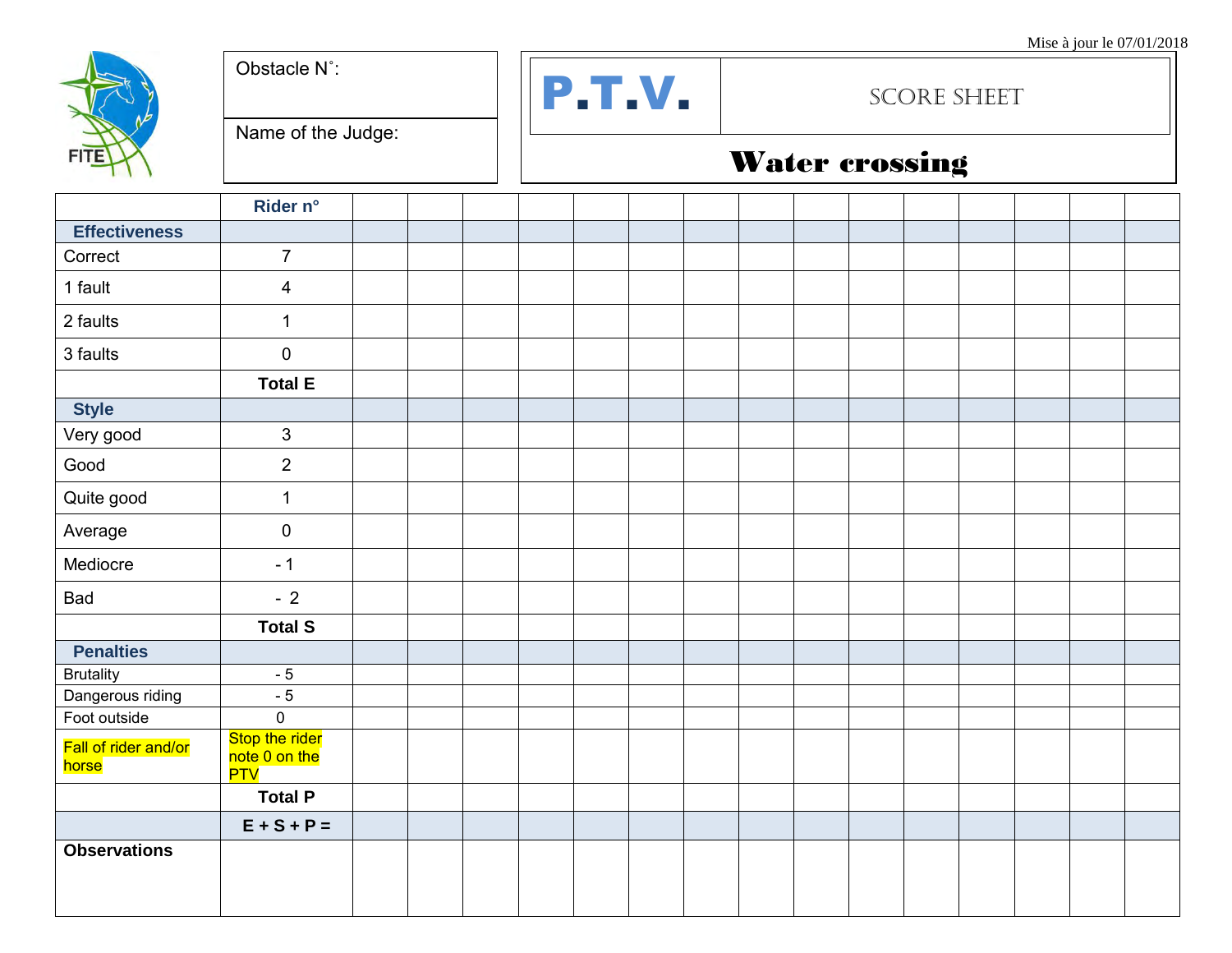Mise à jour le 07/01/2018

FITE

Obstacle N°:

Name of the Judge:

# P.T.V.

SCORE SHEET

## Water crossing

| | Rider n° | | | | | | | | | | | | | | | |
|---|---|---|---|---|---|---|---|---|---|---|---|---|---|---|---|---|
| **Effectiveness** | | | | | | | | | | | | | | | | |
| Correct | 7 | | | | | | | | | | | | | | | |
| 1 fault | 4 | | | | | | | | | | | | | | | |
| 2 faults | 1 | | | | | | | | | | | | | | | |
| 3 faults | 0 | | | | | | | | | | | | | | | |
| | **Total E** | | | | | | | | | | | | | | | |
| **Style** | | | | | | | | | | | | | | | | |
| Very good | 3 | | | | | | | | | | | | | | | |
| Good | 2 | | | | | | | | | | | | | | | |
| Quite good | 1 | | | | | | | | | | | | | | | |
| Average | 0 | | | | | | | | | | | | | | | |
| Mediocre | - 1 | | | | | | | | | | | | | | | |
| Bad | - 2 | | | | | | | | | | | | | | | |
| | **Total S** | | | | | | | | | | | | | | | |
| **Penalties** | | | | | | | | | | | | | | | | |
| Brutality | - 5 | | | | | | | | | | | | | | | |
| Dangerous riding | - 5 | | | | | | | | | | | | | | | |
| Foot outside | 0 | | | | | | | | | | | | | | | |
| Fall of rider and/or horse | Stop the rider note 0 on the PTV | | | | | | | | | | | | | | | |
| | **Total P** | | | | | | | | | | | | | | | |
| | **E + S + P =** | | | | | | | | | | | | | | | |
| **Observations** | | | | | | | | | | | | | | | | |